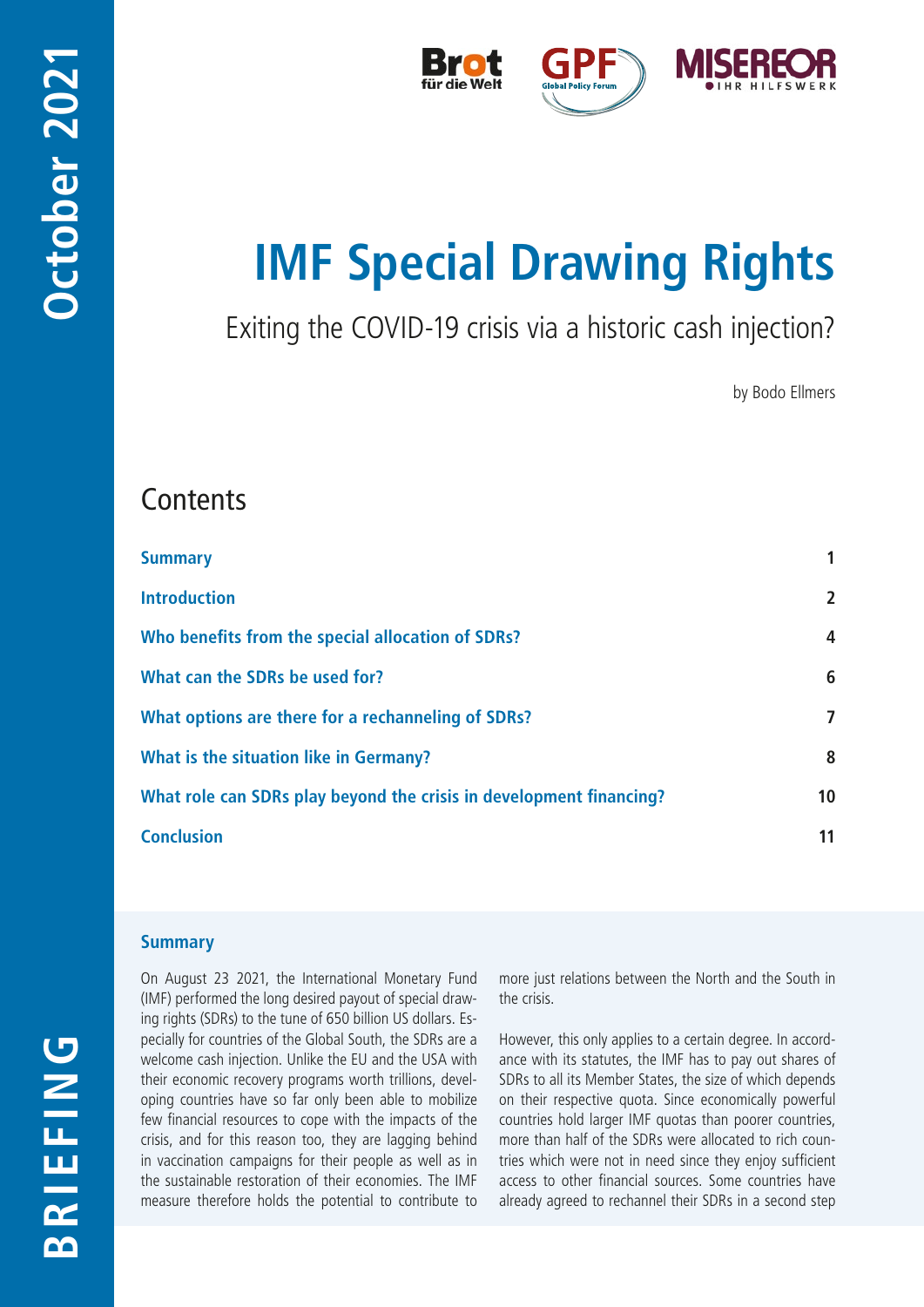October 2021

BRIEFING

# IMF Special Drawing Rights

## Exiting the COVID-19 crisis via a historic cash injection?

by Bodo Ellmers

## Contents

| | |
|---|---|
| **Summary** | 1 |
| **Introduction** | 2 |
| **Who benefits from the special allocation of SDRs?** | 4 |
| **What can the SDRs be used for?** | 6 |
| **What options are there for a rechanneling of SDRs?** | 7 |
| **What is the situation like in Germany?** | 8 |
| **What role can SDRs play beyond the crisis in development financing?** | 10 |
| **Conclusion** | 11 |

### Summary

On August 23 2021, the International Monetary Fund (IMF) performed the long desired payout of special drawing rights (SDRs) to the tune of 650 billion US dollars. Especially for countries of the Global South, the SDRs are a welcome cash injection. Unlike the EU and the USA with their economic recovery programs worth trillions, developing countries have so far only been able to mobilize few financial resources to cope with the impacts of the crisis, and for this reason too, they are lagging behind in vaccination campaigns for their people as well as in the sustainable restoration of their economies. The IMF measure therefore holds the potential to contribute to more just relations between the North and the South in the crisis.

However, this only applies to a certain degree. In accordance with its statutes, the IMF has to pay out shares of SDRs to all its Member States, the size of which depends on their respective quota. Since economically powerful countries hold larger IMF quotas than poorer countries, more than half of the SDRs were allocated to rich countries which were not in need since they enjoy sufficient access to other financial sources. Some countries have already agreed to rechannel their SDRs in a second step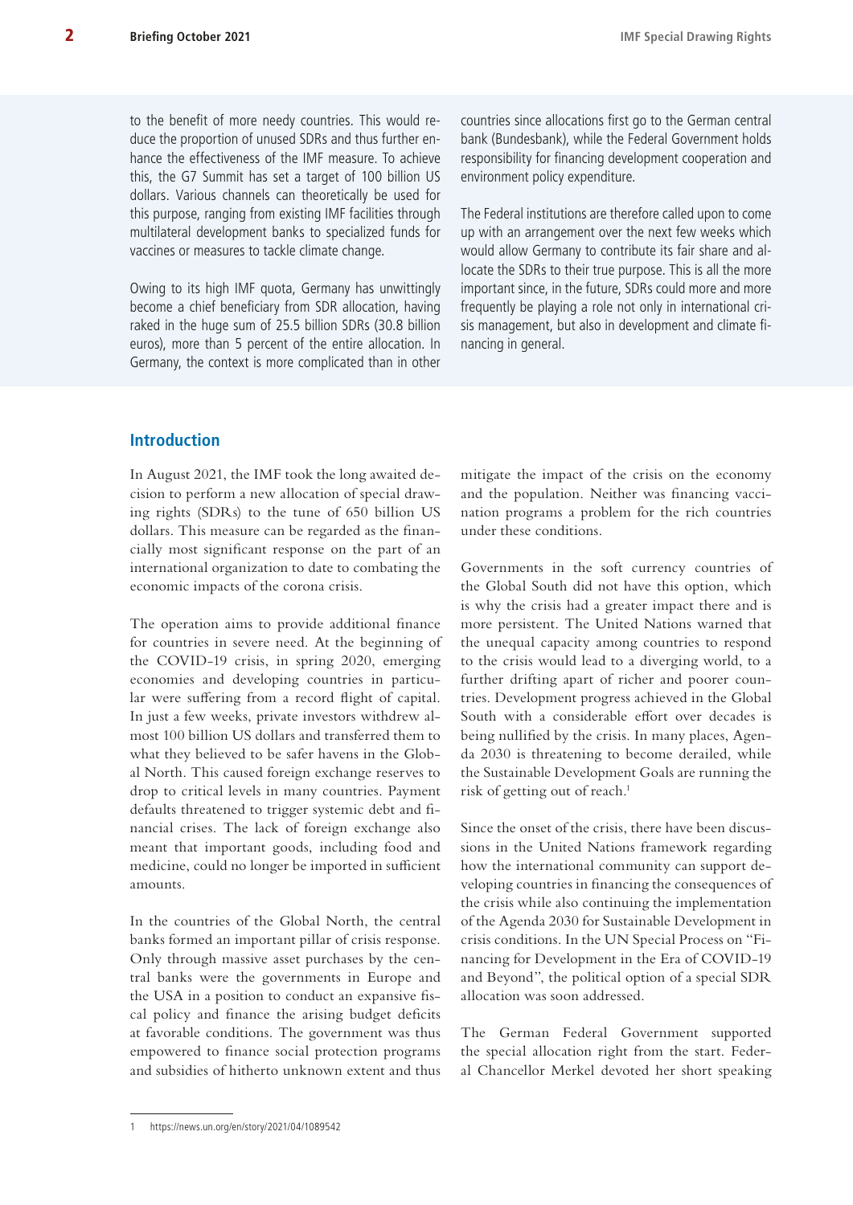to the benefit of more needy countries. This would reduce the proportion of unused SDRs and thus further enhance the effectiveness of the IMF measure. To achieve this, the G7 Summit has set a target of 100 billion US dollars. Various channels can theoretically be used for this purpose, ranging from existing IMF facilities through multilateral development banks to specialized funds for vaccines or measures to tackle climate change.

Owing to its high IMF quota, Germany has unwittingly become a chief beneficiary from SDR allocation, having raked in the huge sum of 25.5 billion SDRs (30.8 billion euros), more than 5 percent of the entire allocation. In Germany, the context is more complicated than in other countries since allocations first go to the German central bank (Bundesbank), while the Federal Government holds responsibility for financing development cooperation and environment policy expenditure.

The Federal institutions are therefore called upon to come up with an arrangement over the next few weeks which would allow Germany to contribute its fair share and allocate the SDRs to their true purpose. This is all the more important since, in the future, SDRs could more and more frequently be playing a role not only in international crisis management, but also in development and climate financing in general.

## Introduction

In August 2021, the IMF took the long awaited decision to perform a new allocation of special drawing rights (SDRs) to the tune of 650 billion US dollars. This measure can be regarded as the financially most significant response on the part of an international organization to date to combating the economic impacts of the corona crisis.

The operation aims to provide additional finance for countries in severe need. At the beginning of the COVID-19 crisis, in spring 2020, emerging economies and developing countries in particular were suffering from a record flight of capital. In just a few weeks, private investors withdrew almost 100 billion US dollars and transferred them to what they believed to be safer havens in the Global North. This caused foreign exchange reserves to drop to critical levels in many countries. Payment defaults threatened to trigger systemic debt and financial crises. The lack of foreign exchange also meant that important goods, including food and medicine, could no longer be imported in sufficient amounts.

In the countries of the Global North, the central banks formed an important pillar of crisis response. Only through massive asset purchases by the central banks were the governments in Europe and the USA in a position to conduct an expansive fiscal policy and finance the arising budget deficits at favorable conditions. The government was thus empowered to finance social protection programs and subsidies of hitherto unknown extent and thus mitigate the impact of the crisis on the economy and the population. Neither was financing vaccination programs a problem for the rich countries under these conditions.

Governments in the soft currency countries of the Global South did not have this option, which is why the crisis had a greater impact there and is more persistent. The United Nations warned that the unequal capacity among countries to respond to the crisis would lead to a diverging world, to a further drifting apart of richer and poorer countries. Development progress achieved in the Global South with a considerable effort over decades is being nullified by the crisis. In many places, Agenda 2030 is threatening to become derailed, while the Sustainable Development Goals are running the risk of getting out of reach.[1]

Since the onset of the crisis, there have been discussions in the United Nations framework regarding how the international community can support developing countries in financing the consequences of the crisis while also continuing the implementation of the Agenda 2030 for Sustainable Development in crisis conditions. In the UN Special Process on "Financing for Development in the Era of COVID-19 and Beyond", the political option of a special SDR allocation was soon addressed.

The German Federal Government supported the special allocation right from the start. Federal Chancellor Merkel devoted her short speaking

1 https://news.un.org/en/story/2021/04/1089542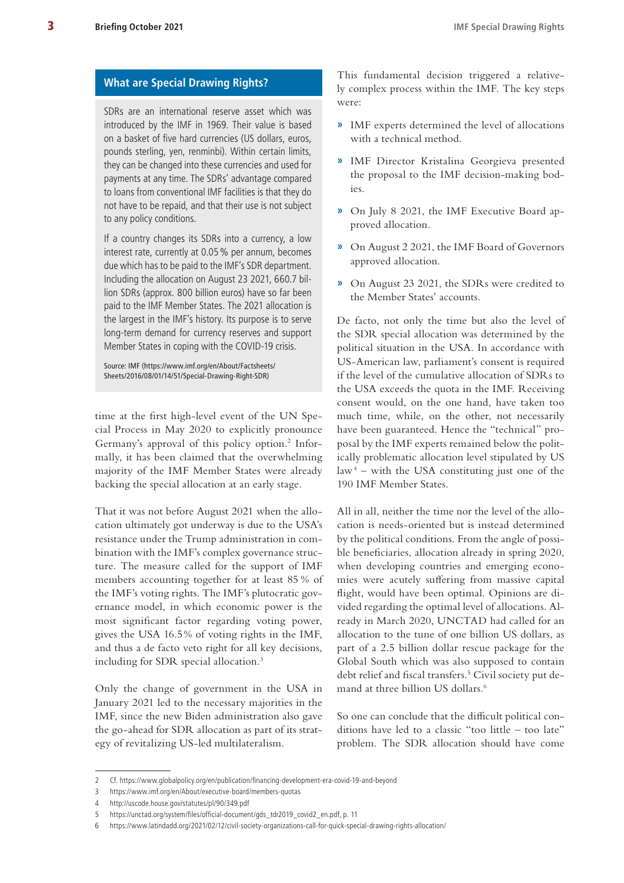## What are Special Drawing Rights?

SDRs are an international reserve asset which was introduced by the IMF in 1969. Their value is based on a basket of five hard currencies (US dollars, euros, pounds sterling, yen, renminbi). Within certain limits, they can be changed into these currencies and used for payments at any time. The SDRs' advantage compared to loans from conventional IMF facilities is that they do not have to be repaid, and that their use is not subject to any policy conditions.

If a country changes its SDRs into a currency, a low interest rate, currently at 0.05 % per annum, becomes due which has to be paid to the IMF's SDR department. Including the allocation on August 23 2021, 660.7 billion SDRs (approx. 800 billion euros) have so far been paid to the IMF Member States. The 2021 allocation is the largest in the IMF's history. Its purpose is to serve long-term demand for currency reserves and support Member States in coping with the COVID-19 crisis.

Source: IMF (https://www.imf.org/en/About/Factsheets/Sheets/2016/08/01/14/51/Special-Drawing-Right-SDR)

time at the first high-level event of the UN Special Process in May 2020 to explicitly pronounce Germany's approval of this policy option.[2] Informally, it has been claimed that the overwhelming majority of the IMF Member States were already backing the special allocation at an early stage.

That it was not before August 2021 when the allocation ultimately got underway is due to the USA's resistance under the Trump administration in combination with the IMF's complex governance structure. The measure called for the support of IMF members accounting together for at least 85 % of the IMF's voting rights. The IMF's plutocratic governance model, in which economic power is the most significant factor regarding voting power, gives the USA 16.5% of voting rights in the IMF, and thus a de facto veto right for all key decisions, including for SDR special allocation.[3]

Only the change of government in the USA in January 2021 led to the necessary majorities in the IMF, since the new Biden administration also gave the go-ahead for SDR allocation as part of its strategy of revitalizing US-led multilateralism.

This fundamental decision triggered a relatively complex process within the IMF. The key steps were:

- IMF experts determined the level of allocations with a technical method.
- IMF Director Kristalina Georgieva presented the proposal to the IMF decision-making bodies.
- On July 8 2021, the IMF Executive Board approved allocation.
- On August 2 2021, the IMF Board of Governors approved allocation.
- On August 23 2021, the SDRs were credited to the Member States' accounts.

De facto, not only the time but also the level of the SDR special allocation was determined by the political situation in the USA. In accordance with US-American law, parliament's consent is required if the level of the cumulative allocation of SDRs to the USA exceeds the quota in the IMF. Receiving consent would, on the one hand, have taken too much time, while, on the other, not necessarily have been guaranteed. Hence the "technical" proposal by the IMF experts remained below the politically problematic allocation level stipulated by US law[4] – with the USA constituting just one of the 190 IMF Member States.

All in all, neither the time nor the level of the allocation is needs-oriented but is instead determined by the political conditions. From the angle of possible beneficiaries, allocation already in spring 2020, when developing countries and emerging economies were acutely suffering from massive capital flight, would have been optimal. Opinions are divided regarding the optimal level of allocations. Already in March 2020, UNCTAD had called for an allocation to the tune of one billion US dollars, as part of a 2.5 billion dollar rescue package for the Global South which was also supposed to contain debt relief and fiscal transfers.[5] Civil society put demand at three billion US dollars.[6]

So one can conclude that the difficult political conditions have led to a classic "too little – too late" problem. The SDR allocation should have come

---

2 Cf. https://www.globalpolicy.org/en/publication/financing-development-era-covid-19-and-beyond

3 https://www.imf.org/en/About/executive-board/members-quotas

4 http://uscode.house.gov/statutes/pl/90/349.pdf

5 https://unctad.org/system/files/official-document/gds_tdr2019_covid2_en.pdf, p. 11

6 https://www.latindadd.org/2021/02/12/civil-society-organizations-call-for-quick-special-drawing-rights-allocation/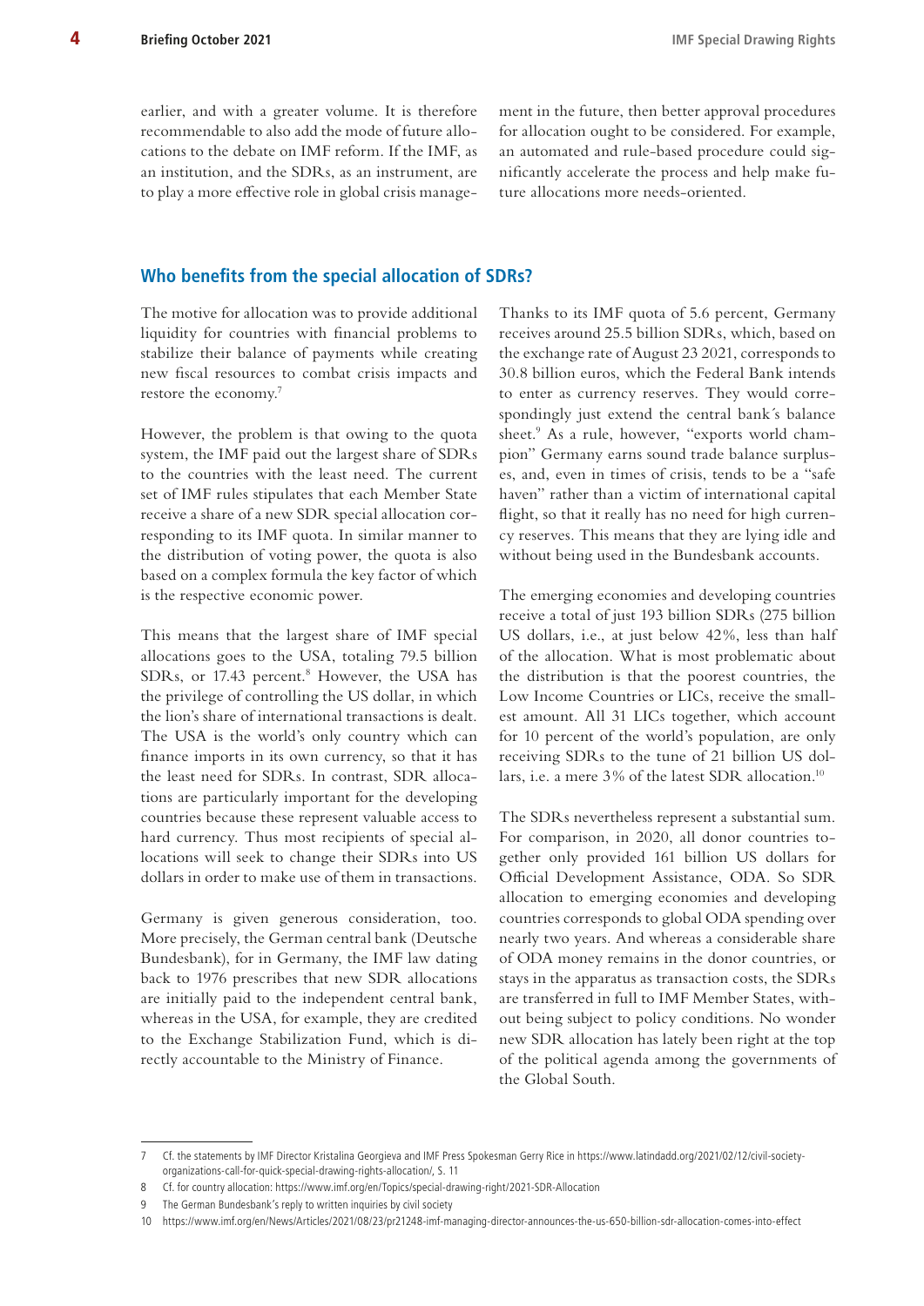earlier, and with a greater volume. It is therefore recommendable to also add the mode of future allocations to the debate on IMF reform. If the IMF, as an institution, and the SDRs, as an instrument, are to play a more effective role in global crisis management in the future, then better approval procedures for allocation ought to be considered. For example, an automated and rule-based procedure could significantly accelerate the process and help make future allocations more needs-oriented.

## Who benefits from the special allocation of SDRs?

The motive for allocation was to provide additional liquidity for countries with financial problems to stabilize their balance of payments while creating new fiscal resources to combat crisis impacts and restore the economy.[7]

However, the problem is that owing to the quota system, the IMF paid out the largest share of SDRs to the countries with the least need. The current set of IMF rules stipulates that each Member State receive a share of a new SDR special allocation corresponding to its IMF quota. In similar manner to the distribution of voting power, the quota is also based on a complex formula the key factor of which is the respective economic power.

This means that the largest share of IMF special allocations goes to the USA, totaling 79.5 billion SDRs, or 17.43 percent.[8] However, the USA has the privilege of controlling the US dollar, in which the lion's share of international transactions is dealt. The USA is the world's only country which can finance imports in its own currency, so that it has the least need for SDRs. In contrast, SDR allocations are particularly important for the developing countries because these represent valuable access to hard currency. Thus most recipients of special allocations will seek to change their SDRs into US dollars in order to make use of them in transactions.

Germany is given generous consideration, too. More precisely, the German central bank (Deutsche Bundesbank), for in Germany, the IMF law dating back to 1976 prescribes that new SDR allocations are initially paid to the independent central bank, whereas in the USA, for example, they are credited to the Exchange Stabilization Fund, which is directly accountable to the Ministry of Finance.

Thanks to its IMF quota of 5.6 percent, Germany receives around 25.5 billion SDRs, which, based on the exchange rate of August 23 2021, corresponds to 30.8 billion euros, which the Federal Bank intends to enter as currency reserves. They would correspondingly just extend the central bank´s balance sheet.[9] As a rule, however, "exports world champion" Germany earns sound trade balance surpluses, and, even in times of crisis, tends to be a "safe haven" rather than a victim of international capital flight, so that it really has no need for high currency reserves. This means that they are lying idle and without being used in the Bundesbank accounts.

The emerging economies and developing countries receive a total of just 193 billion SDRs (275 billion US dollars, i.e., at just below 42%, less than half of the allocation. What is most problematic about the distribution is that the poorest countries, the Low Income Countries or LICs, receive the smallest amount. All 31 LICs together, which account for 10 percent of the world's population, are only receiving SDRs to the tune of 21 billion US dollars, i.e. a mere 3% of the latest SDR allocation.[10]

The SDRs nevertheless represent a substantial sum. For comparison, in 2020, all donor countries together only provided 161 billion US dollars for Official Development Assistance, ODA. So SDR allocation to emerging economies and developing countries corresponds to global ODA spending over nearly two years. And whereas a considerable share of ODA money remains in the donor countries, or stays in the apparatus as transaction costs, the SDRs are transferred in full to IMF Member States, without being subject to policy conditions. No wonder new SDR allocation has lately been right at the top of the political agenda among the governments of the Global South.

---

7 Cf. the statements by IMF Director Kristalina Georgieva and IMF Press Spokesman Gerry Rice in https://www.latindadd.org/2021/02/12/civil-society-organizations-call-for-quick-special-drawing-rights-allocation/, S. 11

8 Cf. for country allocation: https://www.imf.org/en/Topics/special-drawing-right/2021-SDR-Allocation

9 The German Bundesbank's reply to written inquiries by civil society

10 https://www.imf.org/en/News/Articles/2021/08/23/pr21248-imf-managing-director-announces-the-us-650-billion-sdr-allocation-comes-into-effect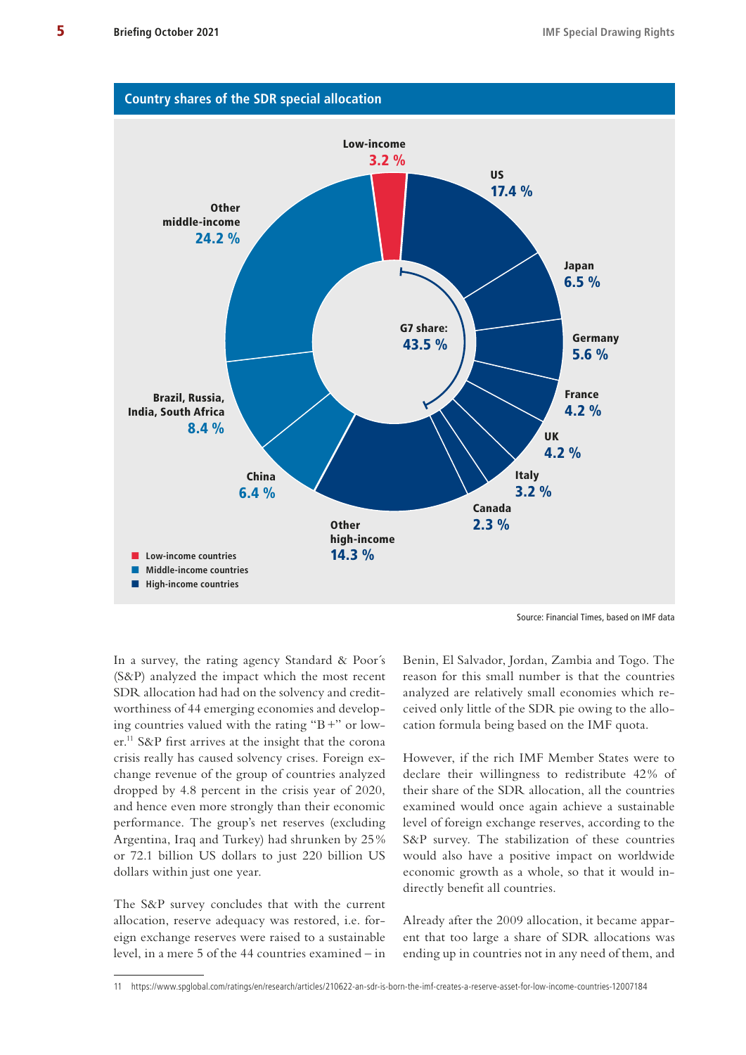## Country shares of the SDR special allocation

| Country/Group | Share |
|---|---|
| Low-income | 3.2 % |
| US | 17.4 % |
| Japan | 6.5 % |
| Germany | 5.6 % |
| France | 4.2 % |
| UK | 4.2 % |
| Italy | 3.2 % |
| Canada | 2.3 % |
| Other high-income | 14.3 % |
| China | 6.4 % |
| Brazil, Russia, India, South Africa | 8.4 % |
| Other middle-income | 24.2 % |

G7 share: 43.5 %

- Low-income countries
- Middle-income countries
- High-income countries

Source: Financial Times, based on IMF data

In a survey, the rating agency Standard & Poor´s (S&P) analyzed the impact which the most recent SDR allocation had had on the solvency and creditworthiness of 44 emerging economies and developing countries valued with the rating "B+" or lower.[11] S&P first arrives at the insight that the corona crisis really has caused solvency crises. Foreign exchange revenue of the group of countries analyzed dropped by 4.8 percent in the crisis year of 2020, and hence even more strongly than their economic performance. The group's net reserves (excluding Argentina, Iraq and Turkey) had shrunken by 25% or 72.1 billion US dollars to just 220 billion US dollars within just one year.

The S&P survey concludes that with the current allocation, reserve adequacy was restored, i.e. foreign exchange reserves were raised to a sustainable level, in a mere 5 of the 44 countries examined – in Benin, El Salvador, Jordan, Zambia and Togo. The reason for this small number is that the countries analyzed are relatively small economies which received only little of the SDR pie owing to the allocation formula being based on the IMF quota.

However, if the rich IMF Member States were to declare their willingness to redistribute 42% of their share of the SDR allocation, all the countries examined would once again achieve a sustainable level of foreign exchange reserves, according to the S&P survey. The stabilization of these countries would also have a positive impact on worldwide economic growth as a whole, so that it would indirectly benefit all countries.

Already after the 2009 allocation, it became apparent that too large a share of SDR allocations was ending up in countries not in any need of them, and

---

11 https://www.spglobal.com/ratings/en/research/articles/210622-an-sdr-is-born-the-imf-creates-a-reserve-asset-for-low-income-countries-12007184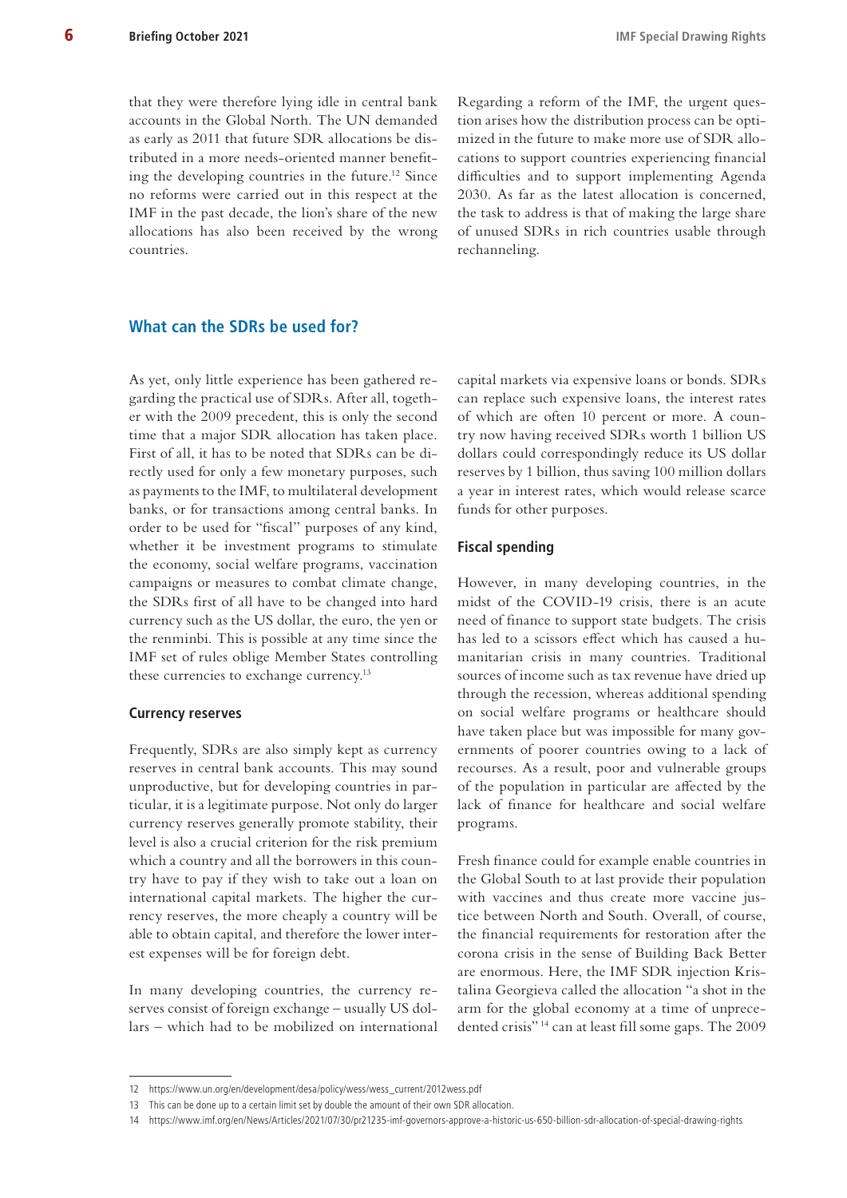that they were therefore lying idle in central bank accounts in the Global North. The UN demanded as early as 2011 that future SDR allocations be distributed in a more needs-oriented manner benefiting the developing countries in the future.[12] Since no reforms were carried out in this respect at the IMF in the past decade, the lion's share of the new allocations has also been received by the wrong countries.

Regarding a reform of the IMF, the urgent question arises how the distribution process can be optimized in the future to make more use of SDR allocations to support countries experiencing financial difficulties and to support implementing Agenda 2030. As far as the latest allocation is concerned, the task to address is that of making the large share of unused SDRs in rich countries usable through rechanneling.

## What can the SDRs be used for?

As yet, only little experience has been gathered regarding the practical use of SDRs. After all, together with the 2009 precedent, this is only the second time that a major SDR allocation has taken place. First of all, it has to be noted that SDRs can be directly used for only a few monetary purposes, such as payments to the IMF, to multilateral development banks, or for transactions among central banks. In order to be used for "fiscal" purposes of any kind, whether it be investment programs to stimulate the economy, social welfare programs, vaccination campaigns or measures to combat climate change, the SDRs first of all have to be changed into hard currency such as the US dollar, the euro, the yen or the renminbi. This is possible at any time since the IMF set of rules oblige Member States controlling these currencies to exchange currency.[13]

### Currency reserves

Frequently, SDRs are also simply kept as currency reserves in central bank accounts. This may sound unproductive, but for developing countries in particular, it is a legitimate purpose. Not only do larger currency reserves generally promote stability, their level is also a crucial criterion for the risk premium which a country and all the borrowers in this country have to pay if they wish to take out a loan on international capital markets. The higher the currency reserves, the more cheaply a country will be able to obtain capital, and therefore the lower interest expenses will be for foreign debt.

In many developing countries, the currency reserves consist of foreign exchange – usually US dollars – which had to be mobilized on international capital markets via expensive loans or bonds. SDRs can replace such expensive loans, the interest rates of which are often 10 percent or more. A country now having received SDRs worth 1 billion US dollars could correspondingly reduce its US dollar reserves by 1 billion, thus saving 100 million dollars a year in interest rates, which would release scarce funds for other purposes.

### Fiscal spending

However, in many developing countries, in the midst of the COVID-19 crisis, there is an acute need of finance to support state budgets. The crisis has led to a scissors effect which has caused a humanitarian crisis in many countries. Traditional sources of income such as tax revenue have dried up through the recession, whereas additional spending on social welfare programs or healthcare should have taken place but was impossible for many governments of poorer countries owing to a lack of recourses. As a result, poor and vulnerable groups of the population in particular are affected by the lack of finance for healthcare and social welfare programs.

Fresh finance could for example enable countries in the Global South to at last provide their population with vaccines and thus create more vaccine justice between North and South. Overall, of course, the financial requirements for restoration after the corona crisis in the sense of Building Back Better are enormous. Here, the IMF SDR injection Kristalina Georgieva called the allocation "a shot in the arm for the global economy at a time of unprecedented crisis"[14] can at least fill some gaps. The 2009

---

12 https://www.un.org/en/development/desa/policy/wess/wess_current/2012wess.pdf

13 This can be done up to a certain limit set by double the amount of their own SDR allocation.

14 https://www.imf.org/en/News/Articles/2021/07/30/pr21235-imf-governors-approve-a-historic-us-650-billion-sdr-allocation-of-special-drawing-rights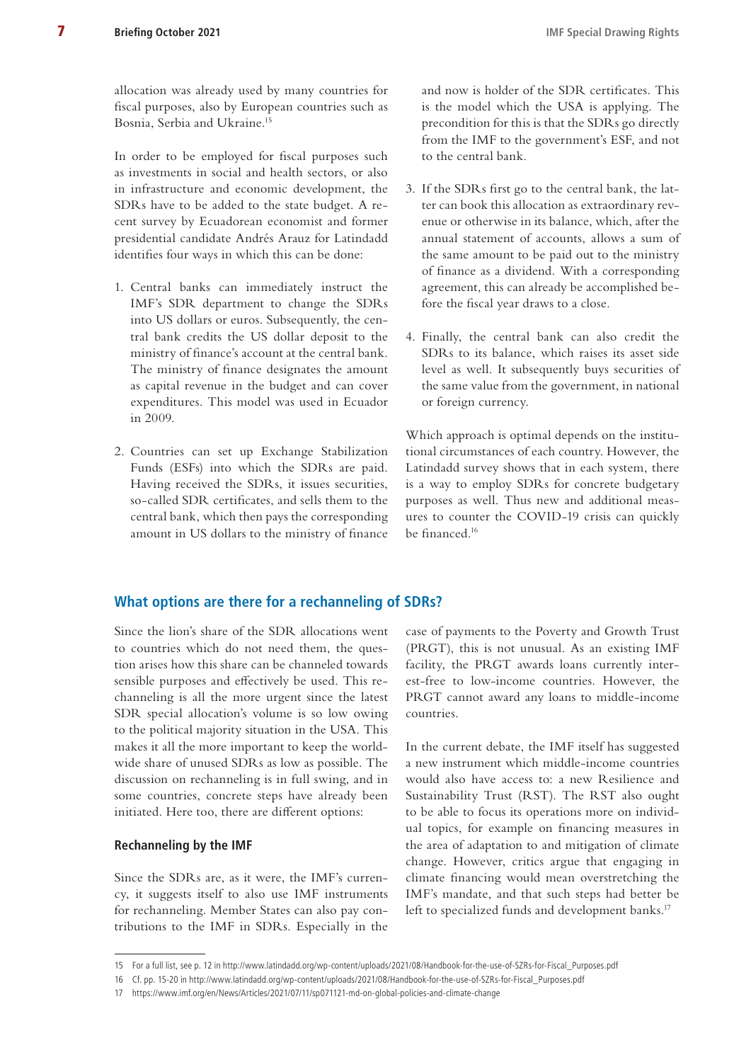allocation was already used by many countries for fiscal purposes, also by European countries such as Bosnia, Serbia and Ukraine.[15]

In order to be employed for fiscal purposes such as investments in social and health sectors, or also in infrastructure and economic development, the SDRs have to be added to the state budget. A recent survey by Ecuadorean economist and former presidential candidate Andrés Arauz for Latindadd identifies four ways in which this can be done:

1. Central banks can immediately instruct the IMF's SDR department to change the SDRs into US dollars or euros. Subsequently, the central bank credits the US dollar deposit to the ministry of finance's account at the central bank. The ministry of finance designates the amount as capital revenue in the budget and can cover expenditures. This model was used in Ecuador in 2009.

2. Countries can set up Exchange Stabilization Funds (ESFs) into which the SDRs are paid. Having received the SDRs, it issues securities, so-called SDR certificates, and sells them to the central bank, which then pays the corresponding amount in US dollars to the ministry of finance and now is holder of the SDR certificates. This is the model which the USA is applying. The precondition for this is that the SDRs go directly from the IMF to the government's ESF, and not to the central bank.

3. If the SDRs first go to the central bank, the latter can book this allocation as extraordinary revenue or otherwise in its balance, which, after the annual statement of accounts, allows a sum of the same amount to be paid out to the ministry of finance as a dividend. With a corresponding agreement, this can already be accomplished before the fiscal year draws to a close.

4. Finally, the central bank can also credit the SDRs to its balance, which raises its asset side level as well. It subsequently buys securities of the same value from the government, in national or foreign currency.

Which approach is optimal depends on the institutional circumstances of each country. However, the Latindadd survey shows that in each system, there is a way to employ SDRs for concrete budgetary purposes as well. Thus new and additional measures to counter the COVID-19 crisis can quickly be financed.[16]

## What options are there for a rechanneling of SDRs?

Since the lion's share of the SDR allocations went to countries which do not need them, the question arises how this share can be channeled towards sensible purposes and effectively be used. This rechanneling is all the more urgent since the latest SDR special allocation's volume is so low owing to the political majority situation in the USA. This makes it all the more important to keep the worldwide share of unused SDRs as low as possible. The discussion on rechanneling is in full swing, and in some countries, concrete steps have already been initiated. Here too, there are different options:

### Rechanneling by the IMF

Since the SDRs are, as it were, the IMF's currency, it suggests itself to also use IMF instruments for rechanneling. Member States can also pay contributions to the IMF in SDRs. Especially in the case of payments to the Poverty and Growth Trust (PRGT), this is not unusual. As an existing IMF facility, the PRGT awards loans currently interest-free to low-income countries. However, the PRGT cannot award any loans to middle-income countries.

In the current debate, the IMF itself has suggested a new instrument which middle-income countries would also have access to: a new Resilience and Sustainability Trust (RST). The RST also ought to be able to focus its operations more on individual topics, for example on financing measures in the area of adaptation to and mitigation of climate change. However, critics argue that engaging in climate financing would mean overstretching the IMF's mandate, and that such steps had better be left to specialized funds and development banks.[17]

---

15 For a full list, see p. 12 in http://www.latindadd.org/wp-content/uploads/2021/08/Handbook-for-the-use-of-SZRs-for-Fiscal_Purposes.pdf

16 Cf. pp. 15-20 in http://www.latindadd.org/wp-content/uploads/2021/08/Handbook-for-the-use-of-SZRs-for-Fiscal_Purposes.pdf

17 https://www.imf.org/en/News/Articles/2021/07/11/sp071121-md-on-global-policies-and-climate-change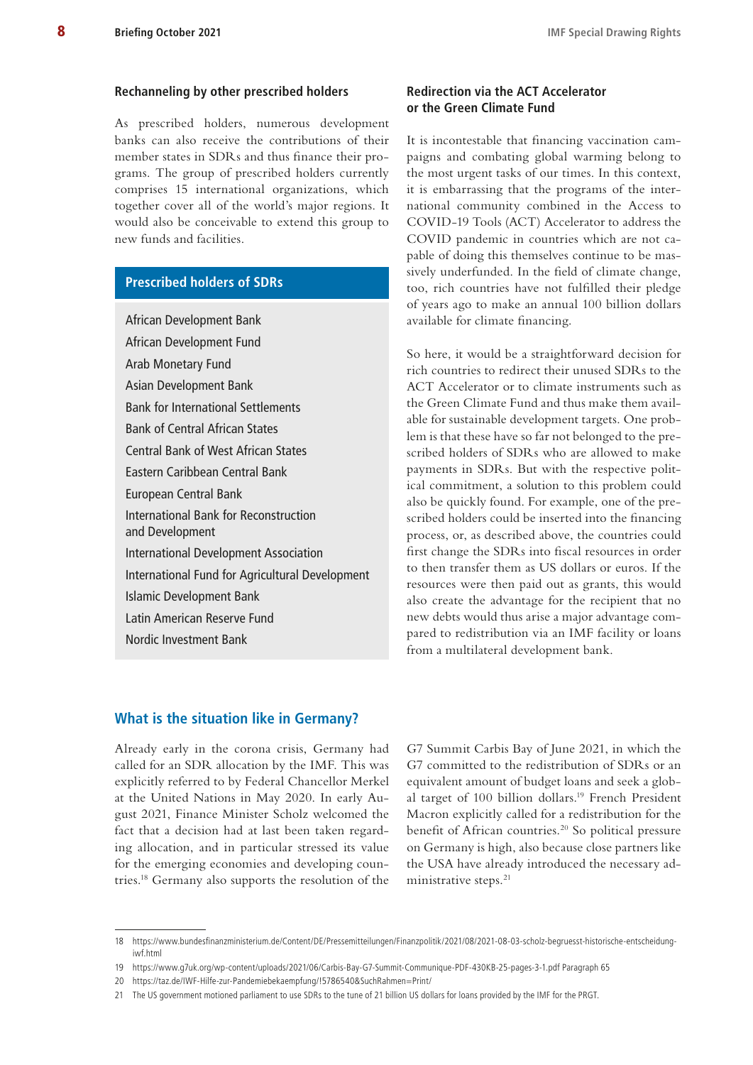### Rechanneling by other prescribed holders

As prescribed holders, numerous development banks can also receive the contributions of their member states in SDRs and thus finance their programs. The group of prescribed holders currently comprises 15 international organizations, which together cover all of the world's major regions. It would also be conceivable to extend this group to new funds and facilities.

**Prescribed holders of SDRs**

- African Development Bank
- African Development Fund
- Arab Monetary Fund
- Asian Development Bank
- Bank for International Settlements
- Bank of Central African States
- Central Bank of West African States
- Eastern Caribbean Central Bank
- European Central Bank
- International Bank for Reconstruction and Development
- International Development Association
- International Fund for Agricultural Development
- Islamic Development Bank
- Latin American Reserve Fund
- Nordic Investment Bank

### Redirection via the ACT Accelerator or the Green Climate Fund

It is incontestable that financing vaccination campaigns and combating global warming belong to the most urgent tasks of our times. In this context, it is embarrassing that the programs of the international community combined in the Access to COVID-19 Tools (ACT) Accelerator to address the COVID pandemic in countries which are not capable of doing this themselves continue to be massively underfunded. In the field of climate change, too, rich countries have not fulfilled their pledge of years ago to make an annual 100 billion dollars available for climate financing.

So here, it would be a straightforward decision for rich countries to redirect their unused SDRs to the ACT Accelerator or to climate instruments such as the Green Climate Fund and thus make them available for sustainable development targets. One problem is that these have so far not belonged to the prescribed holders of SDRs who are allowed to make payments in SDRs. But with the respective political commitment, a solution to this problem could also be quickly found. For example, one of the prescribed holders could be inserted into the financing process, or, as described above, the countries could first change the SDRs into fiscal resources in order to then transfer them as US dollars or euros. If the resources were then paid out as grants, this would also create the advantage for the recipient that no new debts would thus arise a major advantage compared to redistribution via an IMF facility or loans from a multilateral development bank.

## What is the situation like in Germany?

Already early in the corona crisis, Germany had called for an SDR allocation by the IMF. This was explicitly referred to by Federal Chancellor Merkel at the United Nations in May 2020. In early August 2021, Finance Minister Scholz welcomed the fact that a decision had at last been taken regarding allocation, and in particular stressed its value for the emerging economies and developing countries.[18] Germany also supports the resolution of the G7 Summit Carbis Bay of June 2021, in which the G7 committed to the redistribution of SDRs or an equivalent amount of budget loans and seek a global target of 100 billion dollars.[19] French President Macron explicitly called for a redistribution for the benefit of African countries.[20] So political pressure on Germany is high, also because close partners like the USA have already introduced the necessary administrative steps.[21]

---

18 https://www.bundesfinanzministerium.de/Content/DE/Pressemitteilungen/Finanzpolitik/2021/08/2021-08-03-scholz-begruesst-historische-entscheidung-iwf.html

19 https://www.g7uk.org/wp-content/uploads/2021/06/Carbis-Bay-G7-Summit-Communique-PDF-430KB-25-pages-3-1.pdf Paragraph 65

20 https://taz.de/IWF-Hilfe-zur-Pandemiebekaempfung/!5786540&SuchRahmen=Print/

21 The US government motioned parliament to use SDRs to the tune of 21 billion US dollars for loans provided by the IMF for the PRGT.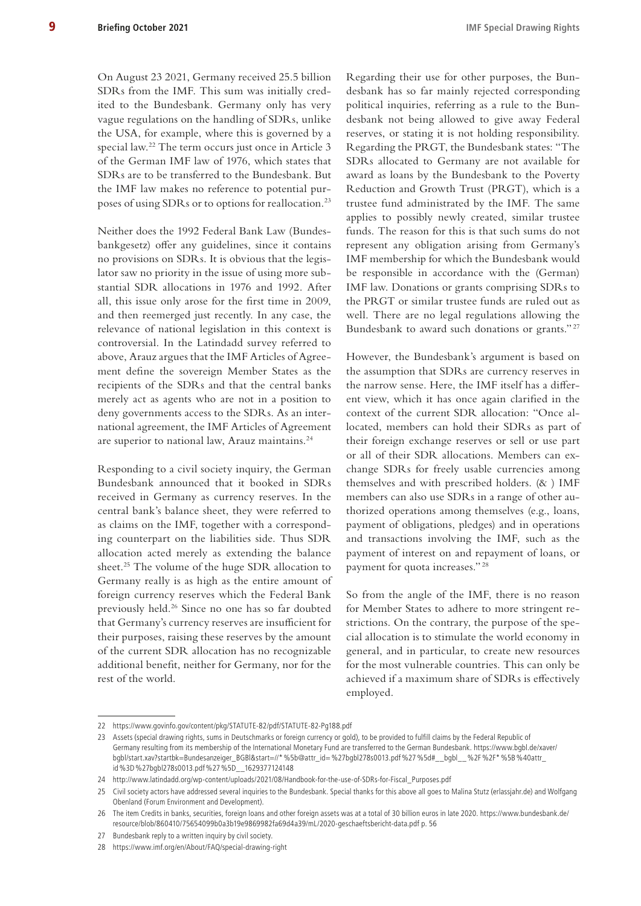On August 23 2021, Germany received 25.5 billion SDRs from the IMF. This sum was initially credited to the Bundesbank. Germany only has very vague regulations on the handling of SDRs, unlike the USA, for example, where this is governed by a special law.[22] The term occurs just once in Article 3 of the German IMF law of 1976, which states that SDRs are to be transferred to the Bundesbank. But the IMF law makes no reference to potential purposes of using SDRs or to options for reallocation.[23]

Neither does the 1992 Federal Bank Law (Bundesbankgesetz) offer any guidelines, since it contains no provisions on SDRs. It is obvious that the legislator saw no priority in the issue of using more substantial SDR allocations in 1976 and 1992. After all, this issue only arose for the first time in 2009, and then reemerged just recently. In any case, the relevance of national legislation in this context is controversial. In the Latindadd survey referred to above, Arauz argues that the IMF Articles of Agreement define the sovereign Member States as the recipients of the SDRs and that the central banks merely act as agents who are not in a position to deny governments access to the SDRs. As an international agreement, the IMF Articles of Agreement are superior to national law, Arauz maintains.[24]

Responding to a civil society inquiry, the German Bundesbank announced that it booked in SDRs received in Germany as currency reserves. In the central bank's balance sheet, they were referred to as claims on the IMF, together with a corresponding counterpart on the liabilities side. Thus SDR allocation acted merely as extending the balance sheet.[25] The volume of the huge SDR allocation to Germany really is as high as the entire amount of foreign currency reserves which the Federal Bank previously held.[26] Since no one has so far doubted that Germany's currency reserves are insufficient for their purposes, raising these reserves by the amount of the current SDR allocation has no recognizable additional benefit, neither for Germany, nor for the rest of the world.

Regarding their use for other purposes, the Bundesbank has so far mainly rejected corresponding political inquiries, referring as a rule to the Bundesbank not being allowed to give away Federal reserves, or stating it is not holding responsibility. Regarding the PRGT, the Bundesbank states: "The SDRs allocated to Germany are not available for award as loans by the Bundesbank to the Poverty Reduction and Growth Trust (PRGT), which is a trustee fund administrated by the IMF. The same applies to possibly newly created, similar trustee funds. The reason for this is that such sums do not represent any obligation arising from Germany's IMF membership for which the Bundesbank would be responsible in accordance with the (German) IMF law. Donations or grants comprising SDRs to the PRGT or similar trustee funds are ruled out as well. There are no legal regulations allowing the Bundesbank to award such donations or grants."[27]

However, the Bundesbank's argument is based on the assumption that SDRs are currency reserves in the narrow sense. Here, the IMF itself has a different view, which it has once again clarified in the context of the current SDR allocation: "Once allocated, members can hold their SDRs as part of their foreign exchange reserves or sell or use part or all of their SDR allocations. Members can exchange SDRs for freely usable currencies among themselves and with prescribed holders. (& ) IMF members can also use SDRs in a range of other authorized operations among themselves (e.g., loans, payment of obligations, pledges) and in operations and transactions involving the IMF, such as the payment of interest on and repayment of loans, or payment for quota increases."[28]

So from the angle of the IMF, there is no reason for Member States to adhere to more stringent restrictions. On the contrary, the purpose of the special allocation is to stimulate the world economy in general, and in particular, to create new resources for the most vulnerable countries. This can only be achieved if a maximum share of SDRs is effectively employed.

---

22 https://www.govinfo.gov/content/pkg/STATUTE-82/pdf/STATUTE-82-Pg188.pdf

23 Assets (special drawing rights, sums in Deutschmarks or foreign currency or gold), to be provided to fulfill claims by the Federal Republic of Germany resulting from its membership of the International Monetary Fund are transferred to the German Bundesbank. https://www.bgbl.de/xaver/bgbl/start.xav?startbk=Bundesanzeiger_BGBl&start=//*%5b@attr_id=%27bgbl278s0013.pdf%27%5d#__bgbl__%2F%2F*%5B%40attr_id%3D%27bgbl278s0013.pdf%27%5D__1629377124148

24 http://www.latindadd.org/wp-content/uploads/2021/08/Handbook-for-the-use-of-SDRs-for-Fiscal_Purposes.pdf

25 Civil society actors have addressed several inquiries to the Bundesbank. Special thanks for this above all goes to Malina Stutz (erlassjahr.de) and Wolfgang Obenland (Forum Environment and Development).

26 The item Credits in banks, securities, foreign loans and other foreign assets was at a total of 30 billion euros in late 2020. https://www.bundesbank.de/resource/blob/860410/75654099b0a3b19e9869982fa69d4a39/mL/2020-geschaeftsbericht-data.pdf p. 56

27 Bundesbank reply to a written inquiry by civil society.

28 https://www.imf.org/en/About/FAQ/special-drawing-right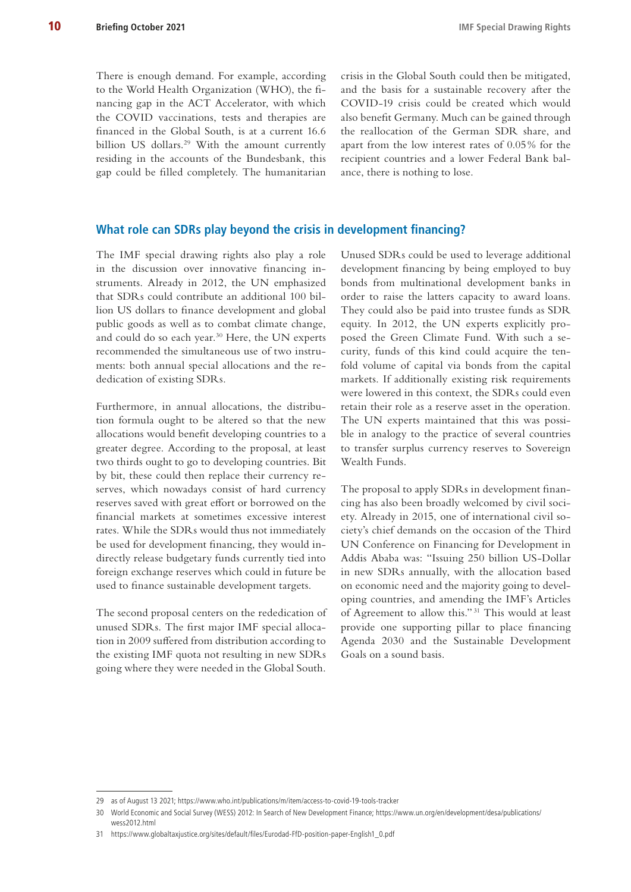There is enough demand. For example, according to the World Health Organization (WHO), the financing gap in the ACT Accelerator, with which the COVID vaccinations, tests and therapies are financed in the Global South, is at a current 16.6 billion US dollars.[29] With the amount currently residing in the accounts of the Bundesbank, this gap could be filled completely. The humanitarian crisis in the Global South could then be mitigated, and the basis for a sustainable recovery after the COVID-19 crisis could be created which would also benefit Germany. Much can be gained through the reallocation of the German SDR share, and apart from the low interest rates of 0.05% for the recipient countries and a lower Federal Bank balance, there is nothing to lose.

## What role can SDRs play beyond the crisis in development financing?

The IMF special drawing rights also play a role in the discussion over innovative financing instruments. Already in 2012, the UN emphasized that SDRs could contribute an additional 100 billion US dollars to finance development and global public goods as well as to combat climate change, and could do so each year.[30] Here, the UN experts recommended the simultaneous use of two instruments: both annual special allocations and the rededication of existing SDRs.

Furthermore, in annual allocations, the distribution formula ought to be altered so that the new allocations would benefit developing countries to a greater degree. According to the proposal, at least two thirds ought to go to developing countries. Bit by bit, these could then replace their currency reserves, which nowadays consist of hard currency reserves saved with great effort or borrowed on the financial markets at sometimes excessive interest rates. While the SDRs would thus not immediately be used for development financing, they would indirectly release budgetary funds currently tied into foreign exchange reserves which could in future be used to finance sustainable development targets.

The second proposal centers on the rededication of unused SDRs. The first major IMF special allocation in 2009 suffered from distribution according to the existing IMF quota not resulting in new SDRs going where they were needed in the Global South. Unused SDRs could be used to leverage additional development financing by being employed to buy bonds from multinational development banks in order to raise the latters capacity to award loans. They could also be paid into trustee funds as SDR equity. In 2012, the UN experts explicitly proposed the Green Climate Fund. With such a security, funds of this kind could acquire the tenfold volume of capital via bonds from the capital markets. If additionally existing risk requirements were lowered in this context, the SDRs could even retain their role as a reserve asset in the operation. The UN experts maintained that this was possible in analogy to the practice of several countries to transfer surplus currency reserves to Sovereign Wealth Funds.

The proposal to apply SDRs in development financing has also been broadly welcomed by civil society. Already in 2015, one of international civil society's chief demands on the occasion of the Third UN Conference on Financing for Development in Addis Ababa was: "Issuing 250 billion US-Dollar in new SDRs annually, with the allocation based on economic need and the majority going to developing countries, and amending the IMF's Articles of Agreement to allow this."[31] This would at least provide one supporting pillar to place financing Agenda 2030 and the Sustainable Development Goals on a sound basis.

---

29 as of August 13 2021; https://www.who.int/publications/m/item/access-to-covid-19-tools-tracker

30 World Economic and Social Survey (WESS) 2012: In Search of New Development Finance; https://www.un.org/en/development/desa/publications/wess2012.html

31 https://www.globaltaxjustice.org/sites/default/files/Eurodad-FfD-position-paper-English1_0.pdf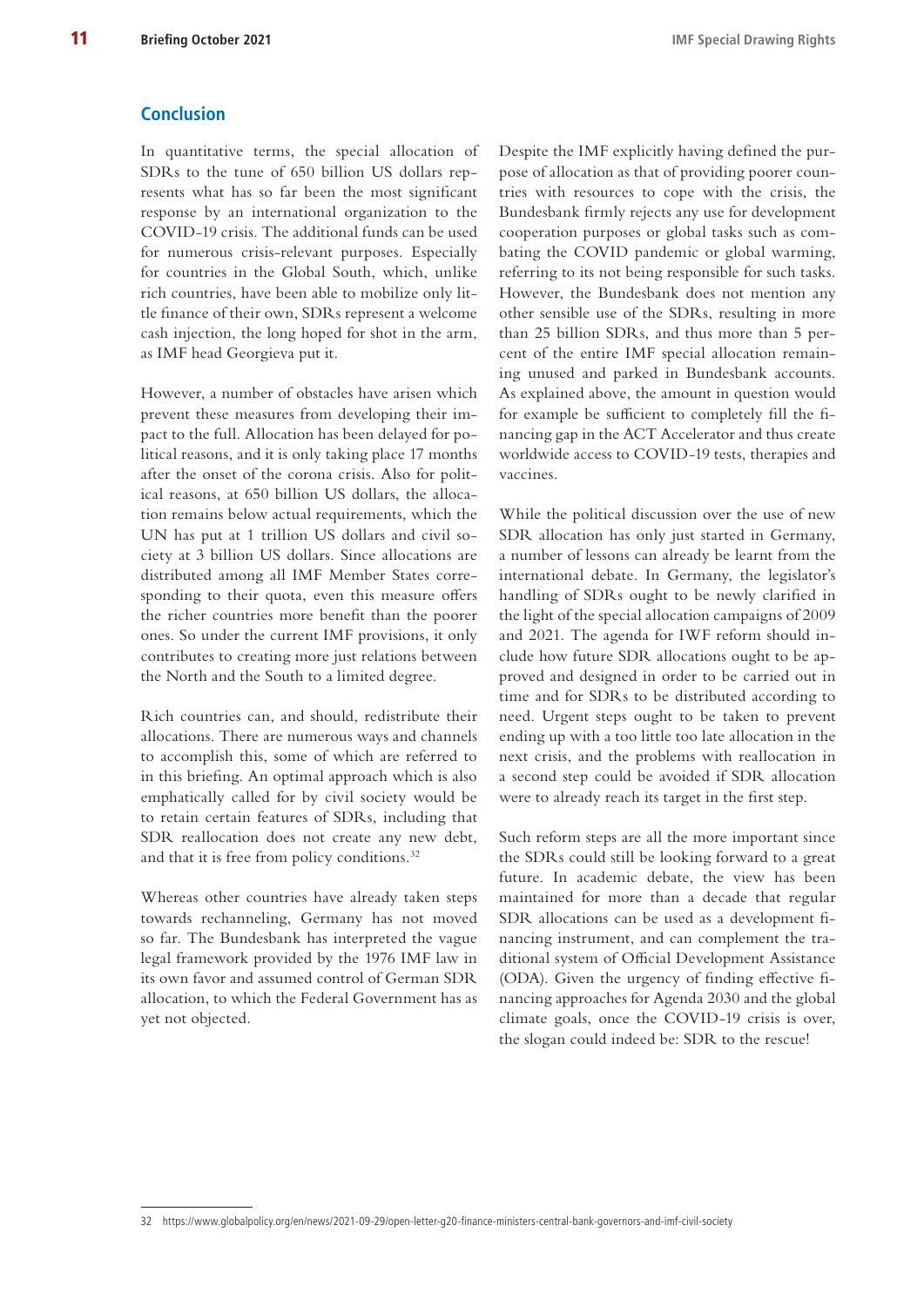## Conclusion

In quantitative terms, the special allocation of SDRs to the tune of 650 billion US dollars represents what has so far been the most significant response by an international organization to the COVID-19 crisis. The additional funds can be used for numerous crisis-relevant purposes. Especially for countries in the Global South, which, unlike rich countries, have been able to mobilize only little finance of their own, SDRs represent a welcome cash injection, the long hoped for shot in the arm, as IMF head Georgieva put it.

However, a number of obstacles have arisen which prevent these measures from developing their impact to the full. Allocation has been delayed for political reasons, and it is only taking place 17 months after the onset of the corona crisis. Also for political reasons, at 650 billion US dollars, the allocation remains below actual requirements, which the UN has put at 1 trillion US dollars and civil society at 3 billion US dollars. Since allocations are distributed among all IMF Member States corresponding to their quota, even this measure offers the richer countries more benefit than the poorer ones. So under the current IMF provisions, it only contributes to creating more just relations between the North and the South to a limited degree.

Rich countries can, and should, redistribute their allocations. There are numerous ways and channels to accomplish this, some of which are referred to in this briefing. An optimal approach which is also emphatically called for by civil society would be to retain certain features of SDRs, including that SDR reallocation does not create any new debt, and that it is free from policy conditions.[32]

Whereas other countries have already taken steps towards rechanneling, Germany has not moved so far. The Bundesbank has interpreted the vague legal framework provided by the 1976 IMF law in its own favor and assumed control of German SDR allocation, to which the Federal Government has as yet not objected.

Despite the IMF explicitly having defined the purpose of allocation as that of providing poorer countries with resources to cope with the crisis, the Bundesbank firmly rejects any use for development cooperation purposes or global tasks such as combating the COVID pandemic or global warming, referring to its not being responsible for such tasks. However, the Bundesbank does not mention any other sensible use of the SDRs, resulting in more than 25 billion SDRs, and thus more than 5 percent of the entire IMF special allocation remaining unused and parked in Bundesbank accounts. As explained above, the amount in question would for example be sufficient to completely fill the financing gap in the ACT Accelerator and thus create worldwide access to COVID-19 tests, therapies and vaccines.

While the political discussion over the use of new SDR allocation has only just started in Germany, a number of lessons can already be learnt from the international debate. In Germany, the legislator's handling of SDRs ought to be newly clarified in the light of the special allocation campaigns of 2009 and 2021. The agenda for IWF reform should include how future SDR allocations ought to be approved and designed in order to be carried out in time and for SDRs to be distributed according to need. Urgent steps ought to be taken to prevent ending up with a too little too late allocation in the next crisis, and the problems with reallocation in a second step could be avoided if SDR allocation were to already reach its target in the first step.

Such reform steps are all the more important since the SDRs could still be looking forward to a great future. In academic debate, the view has been maintained for more than a decade that regular SDR allocations can be used as a development financing instrument, and can complement the traditional system of Official Development Assistance (ODA). Given the urgency of finding effective financing approaches for Agenda 2030 and the global climate goals, once the COVID-19 crisis is over, the slogan could indeed be: SDR to the rescue!

---

32 https://www.globalpolicy.org/en/news/2021-09-29/open-letter-g20-finance-ministers-central-bank-governors-and-imf-civil-society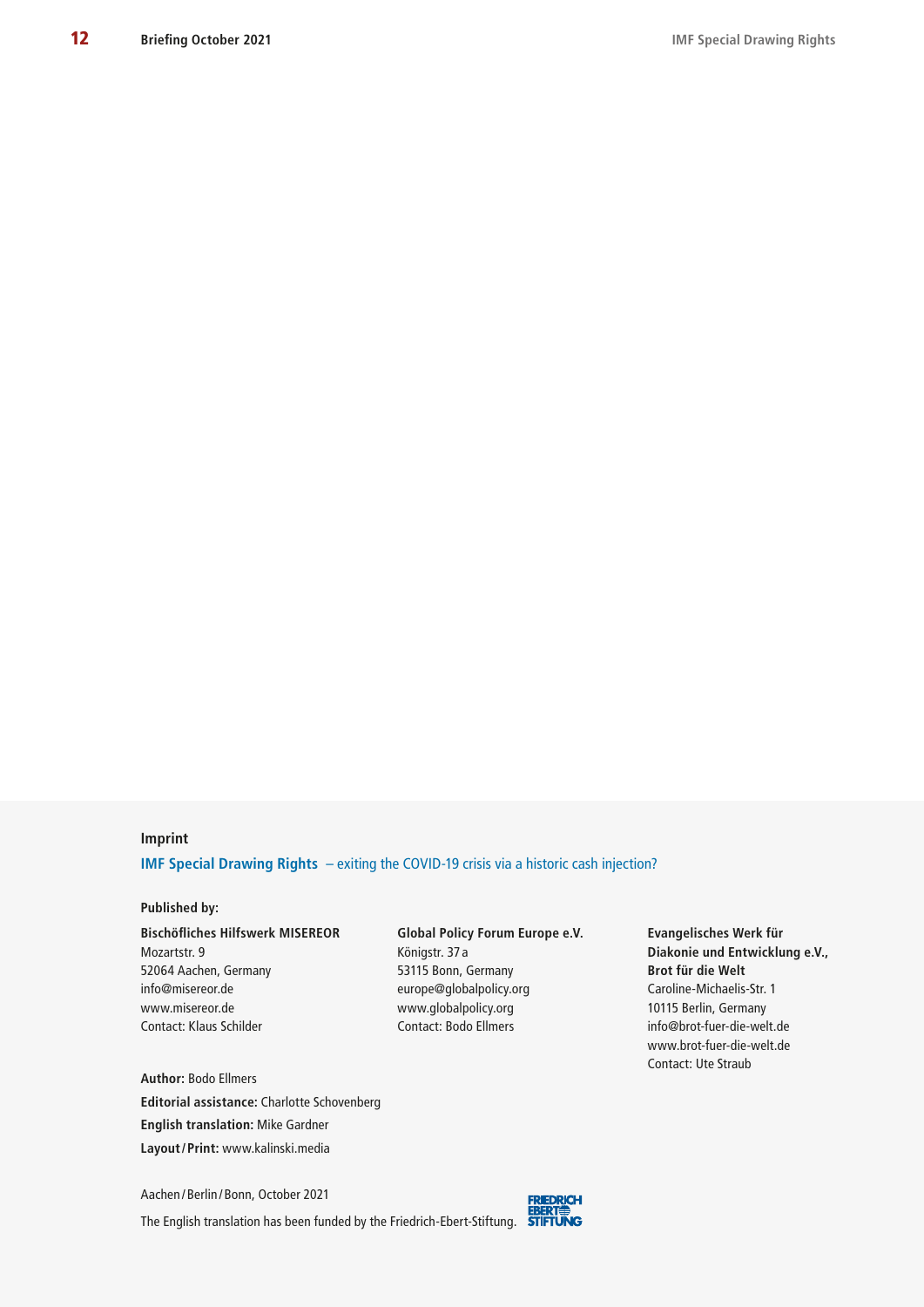**Imprint**

**IMF Special Drawing Rights** – exiting the COVID-19 crisis via a historic cash injection?

**Published by:**

**Bischöfliches Hilfswerk MISEREOR**
Mozartstr. 9
52064 Aachen, Germany
info@misereor.de
www.misereor.de
Contact: Klaus Schilder

**Global Policy Forum Europe e.V.**
Königstr. 37 a
53115 Bonn, Germany
europe@globalpolicy.org
www.globalpolicy.org
Contact: Bodo Ellmers

**Evangelisches Werk für Diakonie und Entwicklung e.V., Brot für die Welt**
Caroline-Michaelis-Str. 1
10115 Berlin, Germany
info@brot-fuer-die-welt.de
www.brot-fuer-die-welt.de
Contact: Ute Straub

**Author:** Bodo Ellmers
**Editorial assistance:** Charlotte Schovenberg
**English translation:** Mike Gardner
**Layout/Print:** www.kalinski.media

Aachen/Berlin/Bonn, October 2021

The English translation has been funded by the Friedrich-Ebert-Stiftung.